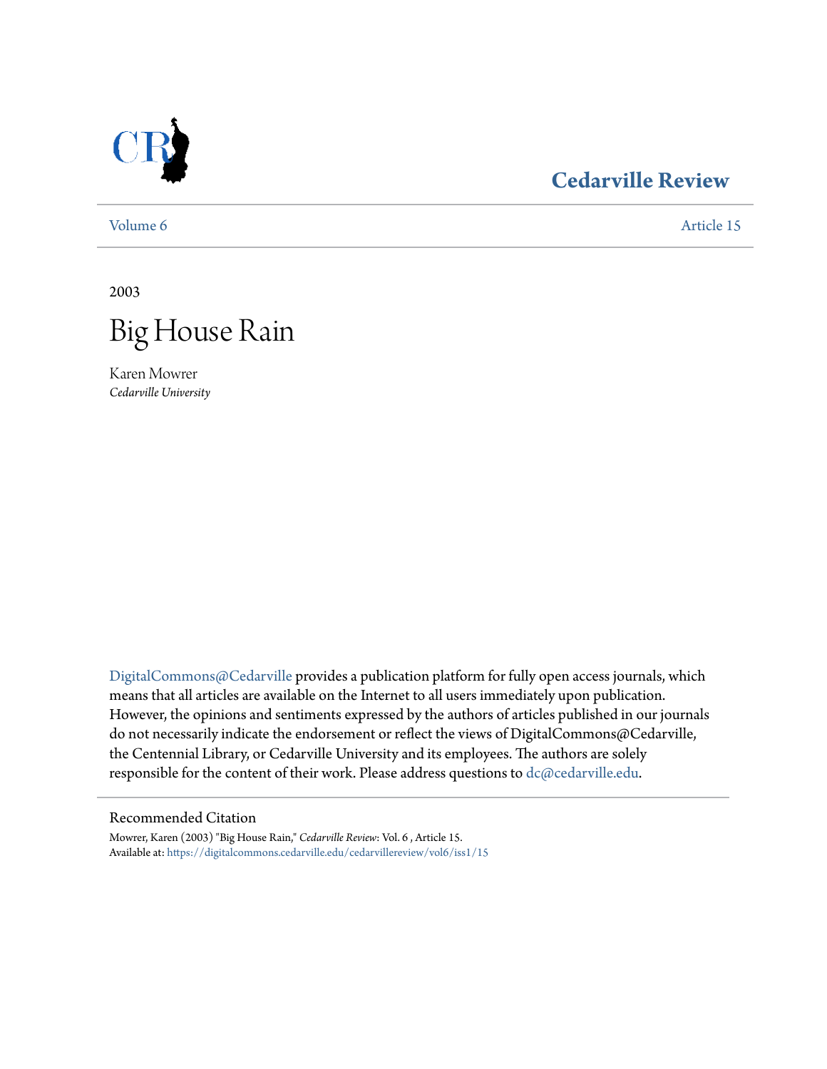Cedarville Review

Volume 6 | Article 15

2003

# Big House Rain

Karen Mowrer
*Cedarville University*

DigitalCommons@Cedarville provides a publication platform for fully open access journals, which means that all articles are available on the Internet to all users immediately upon publication. However, the opinions and sentiments expressed by the authors of articles published in our journals do not necessarily indicate the endorsement or reflect the views of DigitalCommons@Cedarville, the Centennial Library, or Cedarville University and its employees. The authors are solely responsible for the content of their work. Please address questions to dc@cedarville.edu.

## Recommended Citation

Mowrer, Karen (2003) "Big House Rain," *Cedarville Review*: Vol. 6 , Article 15.
Available at: https://digitalcommons.cedarville.edu/cedarvillereview/vol6/iss1/15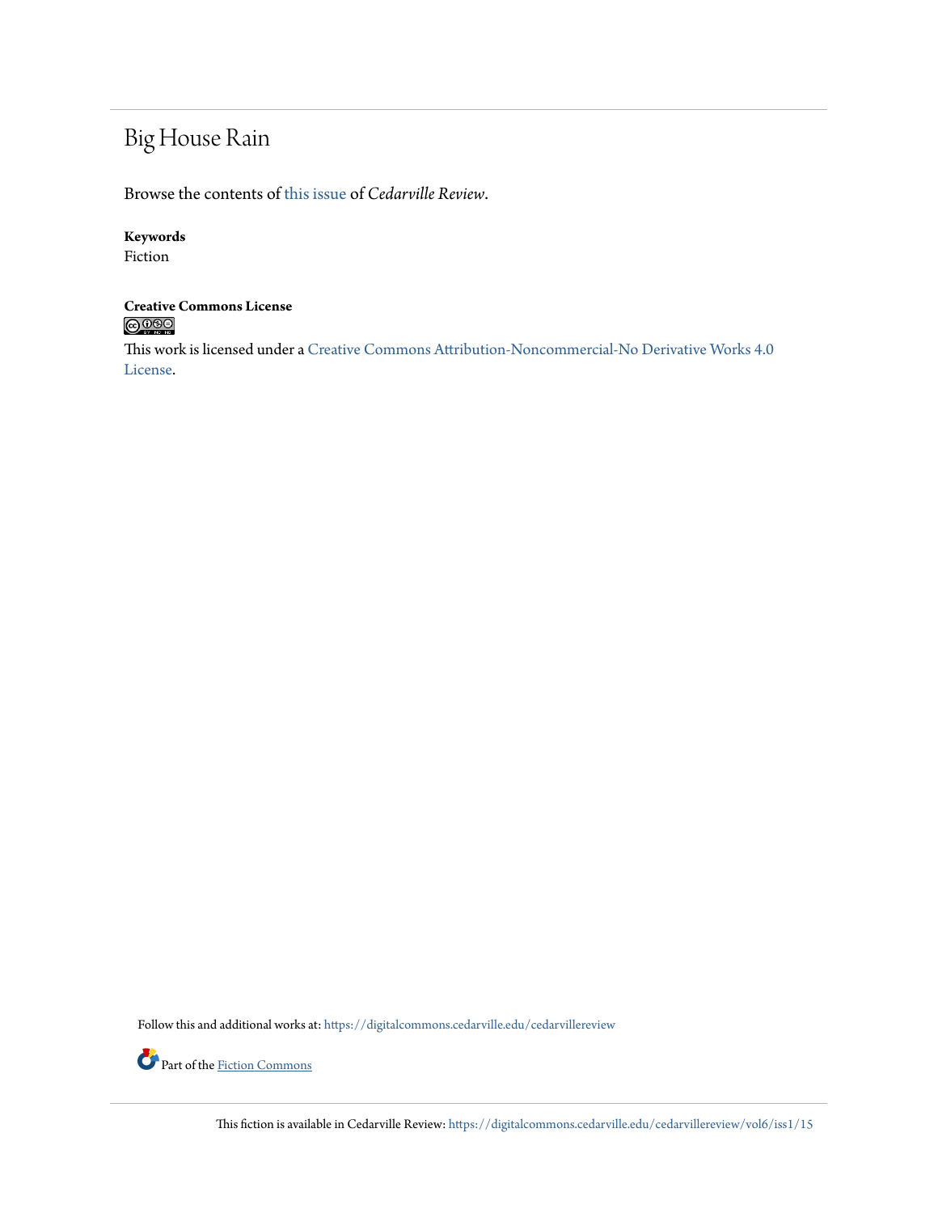# Big House Rain

Browse the contents of this issue of *Cedarville Review*.

**Keywords**
Fiction

**Creative Commons License**

This work is licensed under a Creative Commons Attribution-Noncommercial-No Derivative Works 4.0 License.

Follow this and additional works at: https://digitalcommons.cedarville.edu/cedarvillereview

Part of the Fiction Commons

This fiction is available in Cedarville Review: https://digitalcommons.cedarville.edu/cedarvillereview/vol6/iss1/15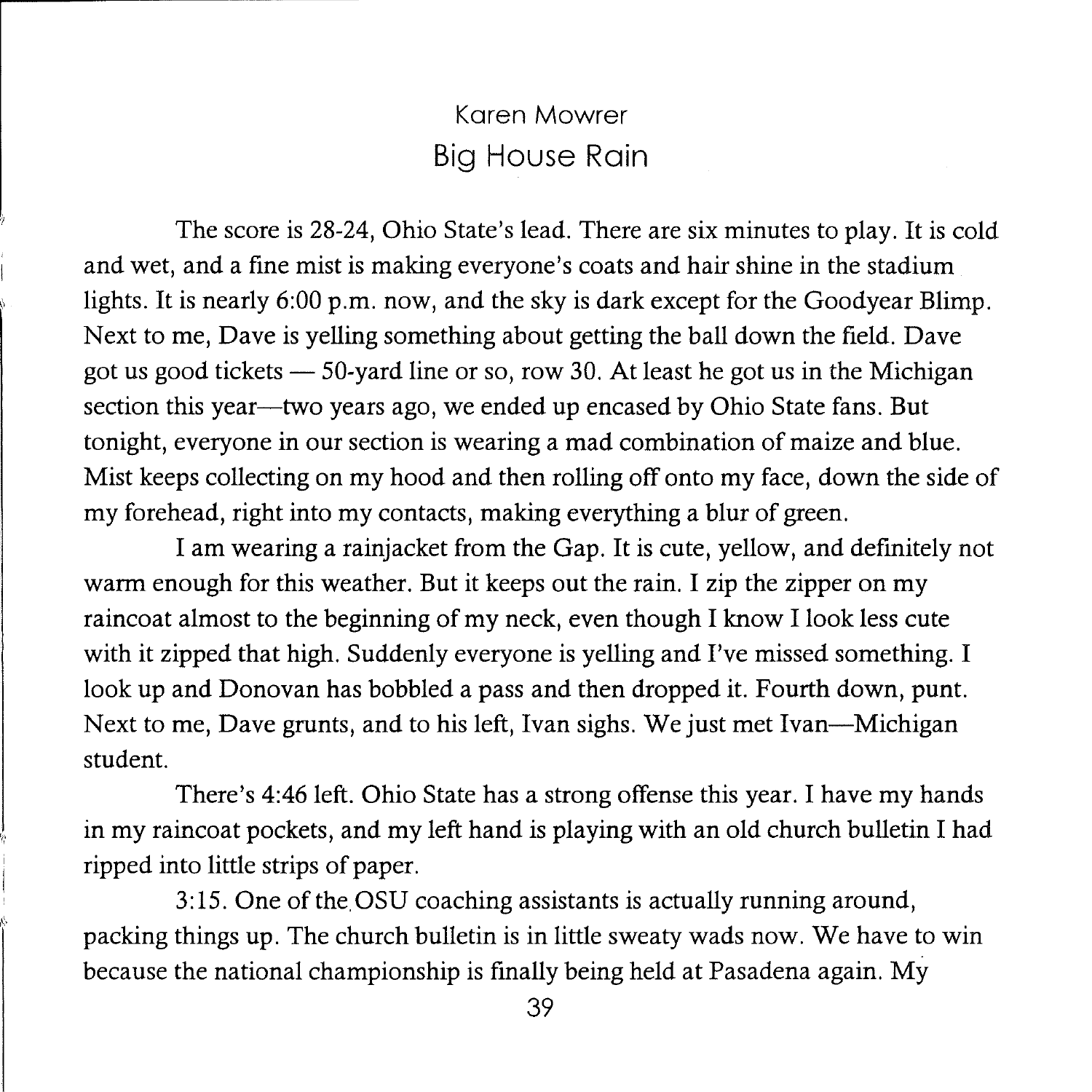## Karen Mowrer

# Big House Rain

The score is 28-24, Ohio State's lead. There are six minutes to play. It is cold and wet, and a fine mist is making everyone's coats and hair shine in the stadium lights. It is nearly 6:00 p.m. now, and the sky is dark except for the Goodyear Blimp. Next to me, Dave is yelling something about getting the ball down the field. Dave got us good tickets — 50-yard line or so, row 30. At least he got us in the Michigan section this year—two years ago, we ended up encased by Ohio State fans. But tonight, everyone in our section is wearing a mad combination of maize and blue. Mist keeps collecting on my hood and then rolling off onto my face, down the side of my forehead, right into my contacts, making everything a blur of green.

I am wearing a rainjacket from the Gap. It is cute, yellow, and definitely not warm enough for this weather. But it keeps out the rain. I zip the zipper on my raincoat almost to the beginning of my neck, even though I know I look less cute with it zipped that high. Suddenly everyone is yelling and I've missed something. I look up and Donovan has bobbled a pass and then dropped it. Fourth down, punt. Next to me, Dave grunts, and to his left, Ivan sighs. We just met Ivan—Michigan student.

There's 4:46 left. Ohio State has a strong offense this year. I have my hands in my raincoat pockets, and my left hand is playing with an old church bulletin I had ripped into little strips of paper.

3:15. One of the OSU coaching assistants is actually running around, packing things up. The church bulletin is in little sweaty wads now. We have to win because the national championship is finally being held at Pasadena again. My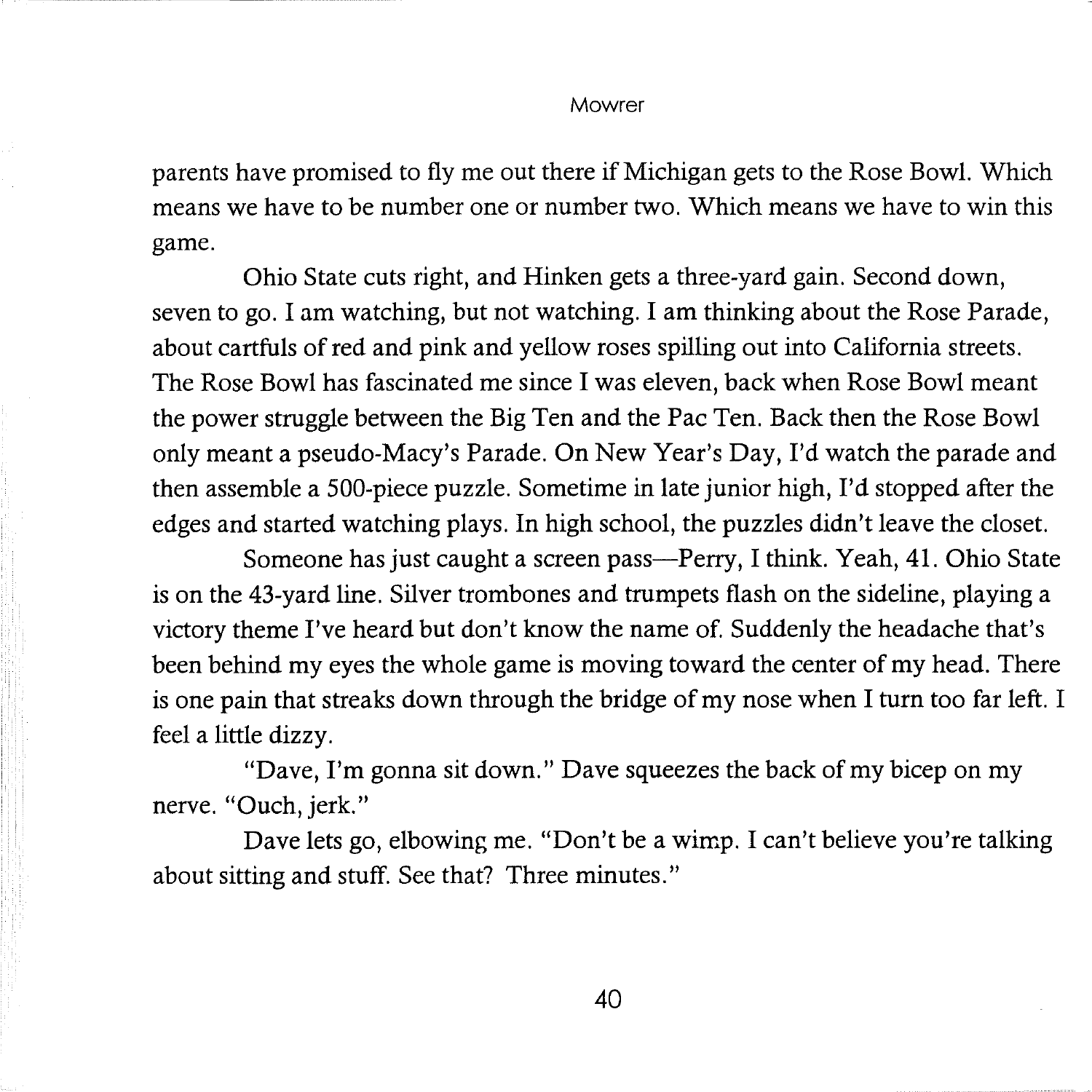parents have promised to fly me out there if Michigan gets to the Rose Bowl. Which means we have to be number one or number two. Which means we have to win this game.

Ohio State cuts right, and Hinken gets a three-yard gain. Second down, seven to go. I am watching, but not watching. I am thinking about the Rose Parade, about cartfuls of red and pink and yellow roses spilling out into California streets. The Rose Bowl has fascinated me since I was eleven, back when Rose Bowl meant the power struggle between the Big Ten and the Pac Ten. Back then the Rose Bowl only meant a pseudo-Macy's Parade. On New Year's Day, I'd watch the parade and then assemble a 500-piece puzzle. Sometime in late junior high, I'd stopped after the edges and started watching plays. In high school, the puzzles didn't leave the closet.

Someone has just caught a screen pass—Perry, I think. Yeah, 41. Ohio State is on the 43-yard line. Silver trombones and trumpets flash on the sideline, playing a victory theme I've heard but don't know the name of. Suddenly the headache that's been behind my eyes the whole game is moving toward the center of my head. There is one pain that streaks down through the bridge of my nose when I turn too far left. I feel a little dizzy.

"Dave, I'm gonna sit down." Dave squeezes the back of my bicep on my nerve. "Ouch, jerk."

Dave lets go, elbowing me. "Don't be a wimp. I can't believe you're talking about sitting and stuff. See that? Three minutes."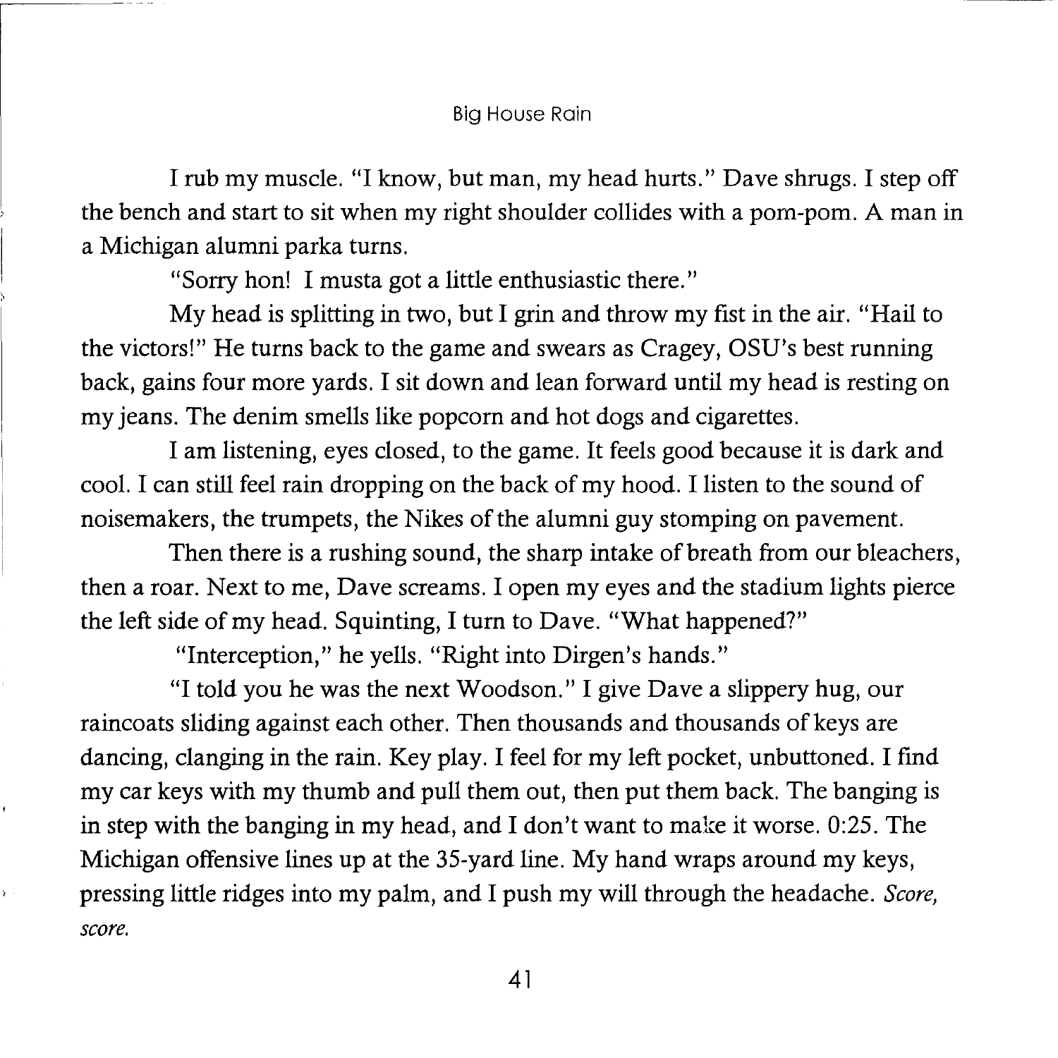I rub my muscle. "I know, but man, my head hurts." Dave shrugs. I step off the bench and start to sit when my right shoulder collides with a pom-pom. A man in a Michigan alumni parka turns.

"Sorry hon! I musta got a little enthusiastic there."

My head is splitting in two, but I grin and throw my fist in the air. "Hail to the victors!" He turns back to the game and swears as Cragey, OSU's best running back, gains four more yards. I sit down and lean forward until my head is resting on my jeans. The denim smells like popcorn and hot dogs and cigarettes.

I am listening, eyes closed, to the game. It feels good because it is dark and cool. I can still feel rain dropping on the back of my hood. I listen to the sound of noisemakers, the trumpets, the Nikes of the alumni guy stomping on pavement.

Then there is a rushing sound, the sharp intake of breath from our bleachers, then a roar. Next to me, Dave screams. I open my eyes and the stadium lights pierce the left side of my head. Squinting, I turn to Dave. "What happened?"

"Interception," he yells. "Right into Dirgen's hands."

"I told you he was the next Woodson." I give Dave a slippery hug, our raincoats sliding against each other. Then thousands and thousands of keys are dancing, clanging in the rain. Key play. I feel for my left pocket, unbuttoned. I find my car keys with my thumb and pull them out, then put them back. The banging is in step with the banging in my head, and I don't want to make it worse. 0:25. The Michigan offensive lines up at the 35-yard line. My hand wraps around my keys, pressing little ridges into my palm, and I push my will through the headache. *Score, score.*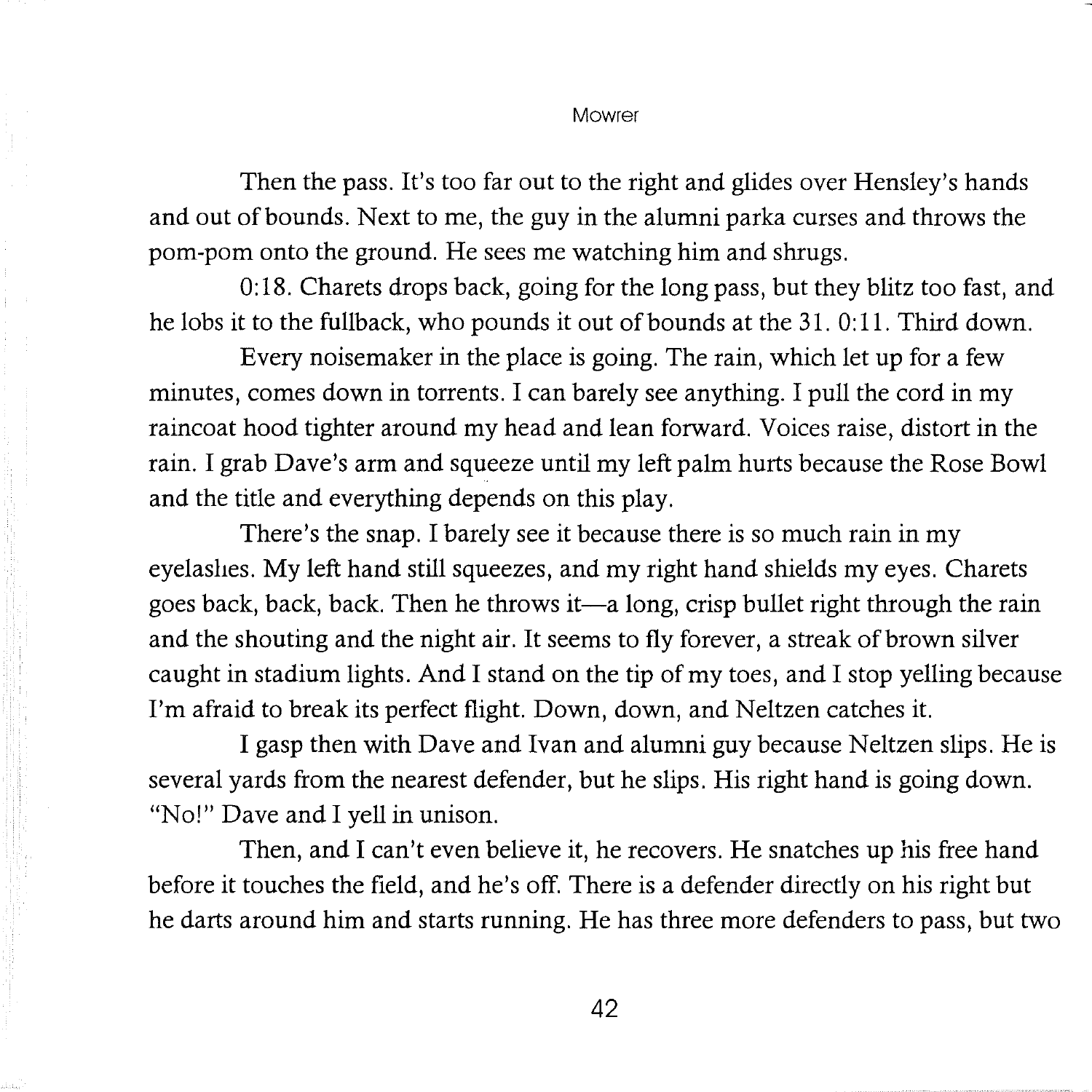Then the pass. It's too far out to the right and glides over Hensley's hands and out of bounds. Next to me, the guy in the alumni parka curses and throws the pom-pom onto the ground. He sees me watching him and shrugs.

0:18. Charets drops back, going for the long pass, but they blitz too fast, and he lobs it to the fullback, who pounds it out of bounds at the 31. 0:11. Third down.

Every noisemaker in the place is going. The rain, which let up for a few minutes, comes down in torrents. I can barely see anything. I pull the cord in my raincoat hood tighter around my head and lean forward. Voices raise, distort in the rain. I grab Dave's arm and squeeze until my left palm hurts because the Rose Bowl and the title and everything depends on this play.

There's the snap. I barely see it because there is so much rain in my eyelashes. My left hand still squeezes, and my right hand shields my eyes. Charets goes back, back, back. Then he throws it—a long, crisp bullet right through the rain and the shouting and the night air. It seems to fly forever, a streak of brown silver caught in stadium lights. And I stand on the tip of my toes, and I stop yelling because I'm afraid to break its perfect flight. Down, down, and Neltzen catches it.

I gasp then with Dave and Ivan and alumni guy because Neltzen slips. He is several yards from the nearest defender, but he slips. His right hand is going down. "No!" Dave and I yell in unison.

Then, and I can't even believe it, he recovers. He snatches up his free hand before it touches the field, and he's off. There is a defender directly on his right but he darts around him and starts running. He has three more defenders to pass, but two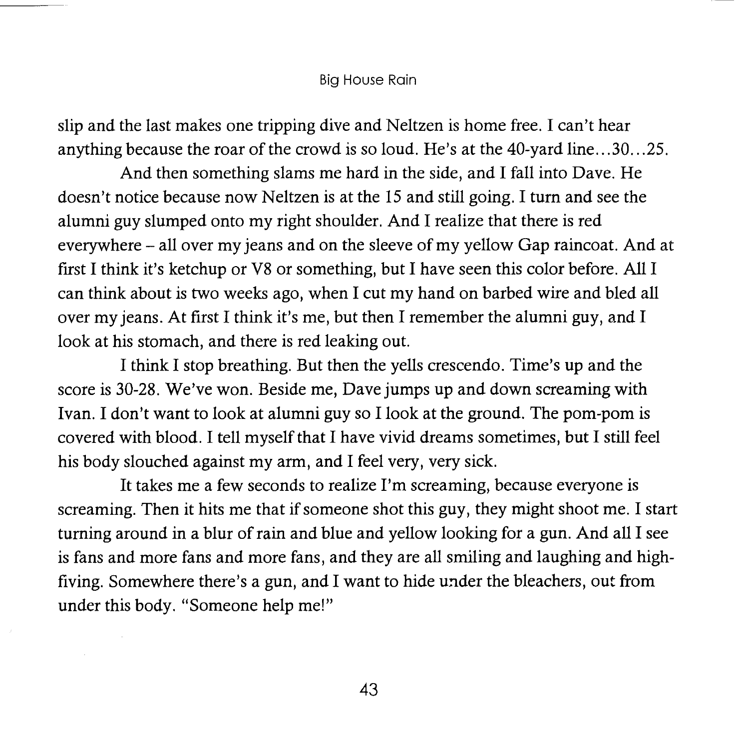slip and the last makes one tripping dive and Neltzen is home free. I can't hear anything because the roar of the crowd is so loud. He's at the 40-yard line…30…25.

And then something slams me hard in the side, and I fall into Dave. He doesn't notice because now Neltzen is at the 15 and still going. I turn and see the alumni guy slumped onto my right shoulder. And I realize that there is red everywhere – all over my jeans and on the sleeve of my yellow Gap raincoat. And at first I think it's ketchup or V8 or something, but I have seen this color before. All I can think about is two weeks ago, when I cut my hand on barbed wire and bled all over my jeans. At first I think it's me, but then I remember the alumni guy, and I look at his stomach, and there is red leaking out.

I think I stop breathing. But then the yells crescendo. Time's up and the score is 30-28. We've won. Beside me, Dave jumps up and down screaming with Ivan. I don't want to look at alumni guy so I look at the ground. The pom-pom is covered with blood. I tell myself that I have vivid dreams sometimes, but I still feel his body slouched against my arm, and I feel very, very sick.

It takes me a few seconds to realize I'm screaming, because everyone is screaming. Then it hits me that if someone shot this guy, they might shoot me. I start turning around in a blur of rain and blue and yellow looking for a gun. And all I see is fans and more fans and more fans, and they are all smiling and laughing and high-fiving. Somewhere there's a gun, and I want to hide under the bleachers, out from under this body. "Someone help me!"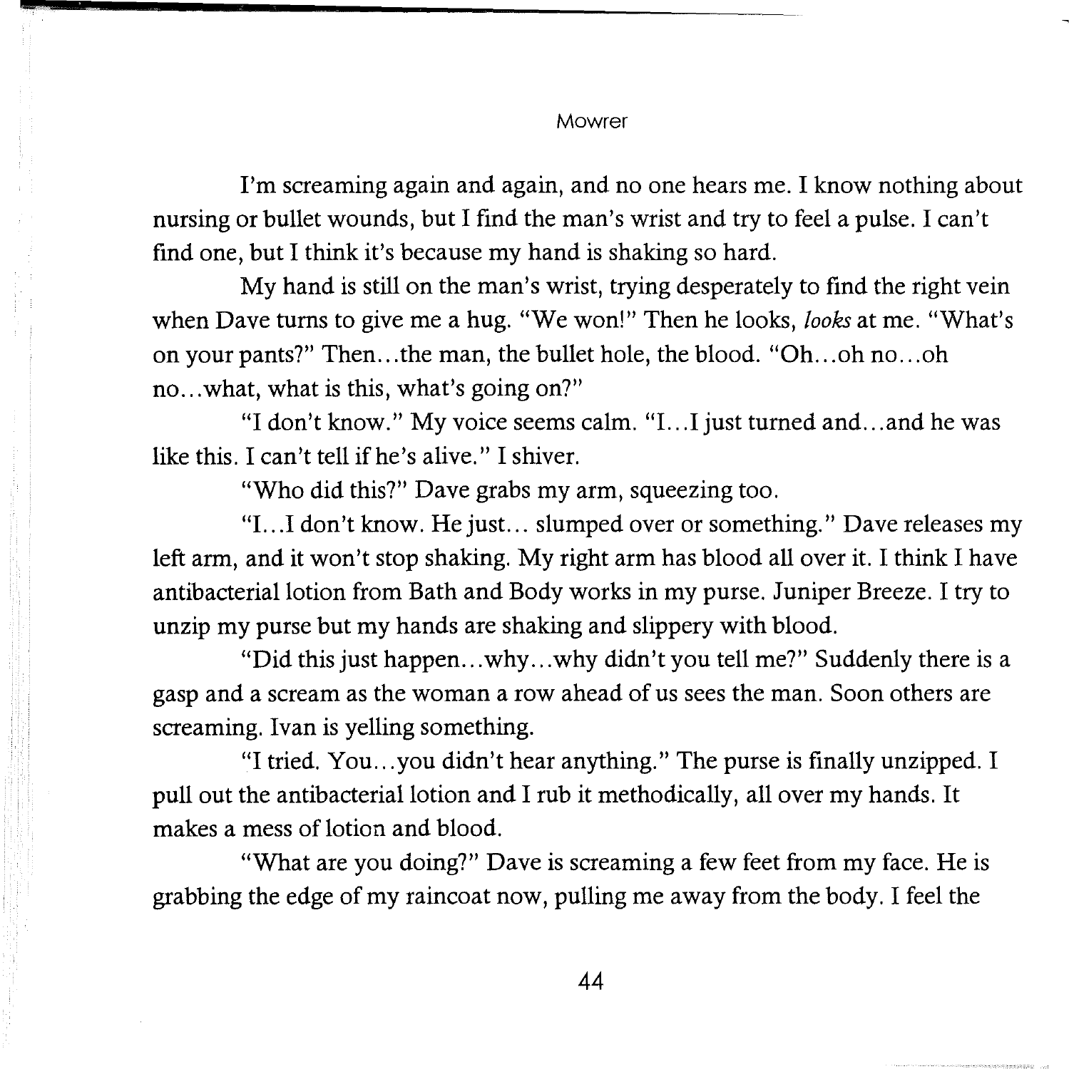I'm screaming again and again, and no one hears me. I know nothing about nursing or bullet wounds, but I find the man's wrist and try to feel a pulse. I can't find one, but I think it's because my hand is shaking so hard.

My hand is still on the man's wrist, trying desperately to find the right vein when Dave turns to give me a hug. "We won!" Then he looks, *looks* at me. "What's on your pants?" Then…the man, the bullet hole, the blood. "Oh…oh no…oh no…what, what is this, what's going on?"

"I don't know." My voice seems calm. "I…I just turned and…and he was like this. I can't tell if he's alive." I shiver.

"Who did this?" Dave grabs my arm, squeezing too.

"I…I don't know. He just… slumped over or something." Dave releases my left arm, and it won't stop shaking. My right arm has blood all over it. I think I have antibacterial lotion from Bath and Body works in my purse. Juniper Breeze. I try to unzip my purse but my hands are shaking and slippery with blood.

"Did this just happen…why…why didn't you tell me?" Suddenly there is a gasp and a scream as the woman a row ahead of us sees the man. Soon others are screaming. Ivan is yelling something.

"I tried. You…you didn't hear anything." The purse is finally unzipped. I pull out the antibacterial lotion and I rub it methodically, all over my hands. It makes a mess of lotion and blood.

"What are you doing?" Dave is screaming a few feet from my face. He is grabbing the edge of my raincoat now, pulling me away from the body. I feel the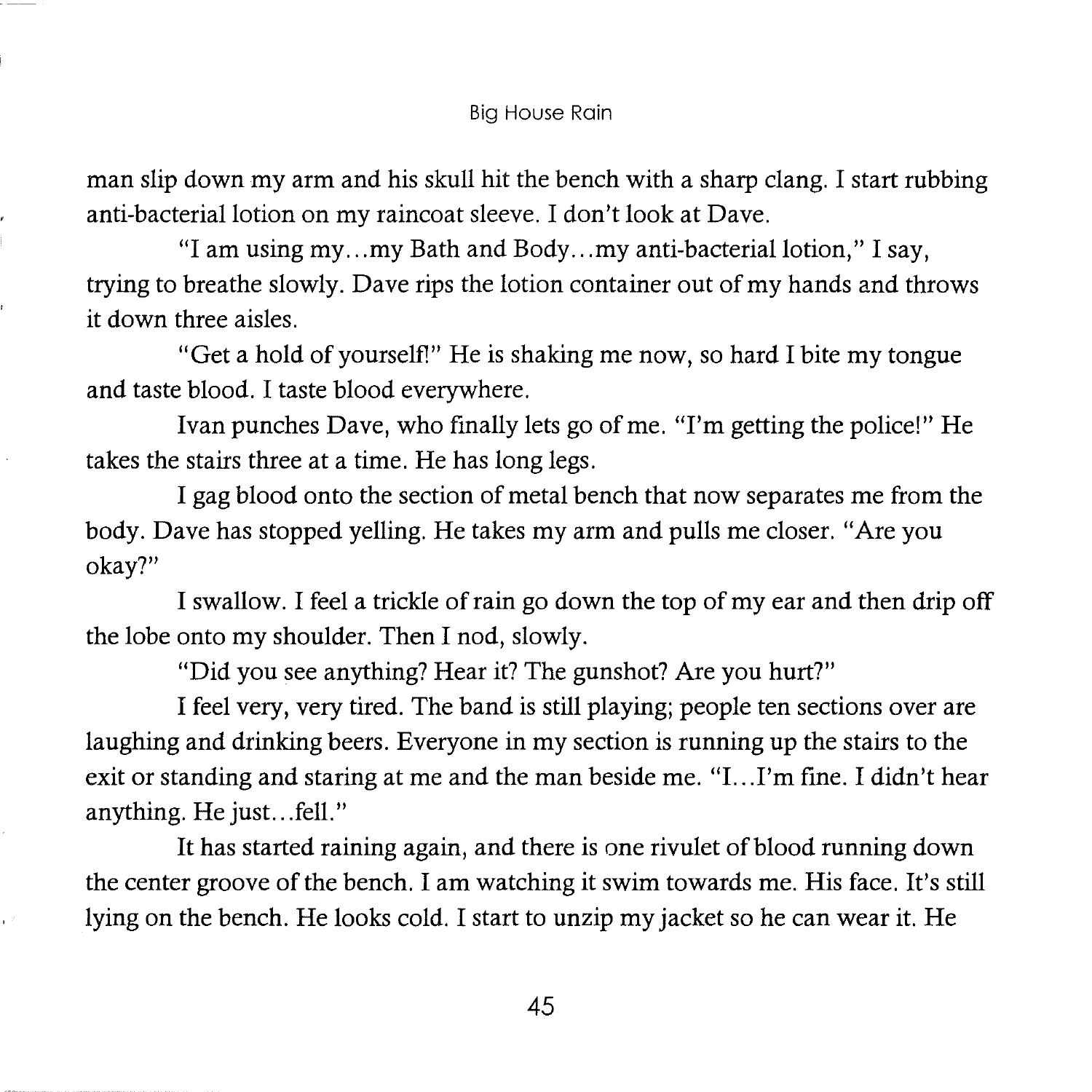man slip down my arm and his skull hit the bench with a sharp clang. I start rubbing anti-bacterial lotion on my raincoat sleeve. I don't look at Dave.

"I am using my…my Bath and Body…my anti-bacterial lotion," I say, trying to breathe slowly. Dave rips the lotion container out of my hands and throws it down three aisles.

"Get a hold of yourself!" He is shaking me now, so hard I bite my tongue and taste blood. I taste blood everywhere.

Ivan punches Dave, who finally lets go of me. "I'm getting the police!" He takes the stairs three at a time. He has long legs.

I gag blood onto the section of metal bench that now separates me from the body. Dave has stopped yelling. He takes my arm and pulls me closer. "Are you okay?"

I swallow. I feel a trickle of rain go down the top of my ear and then drip off the lobe onto my shoulder. Then I nod, slowly.

"Did you see anything? Hear it? The gunshot? Are you hurt?"

I feel very, very tired. The band is still playing; people ten sections over are laughing and drinking beers. Everyone in my section is running up the stairs to the exit or standing and staring at me and the man beside me. "I…I'm fine. I didn't hear anything. He just…fell."

It has started raining again, and there is one rivulet of blood running down the center groove of the bench. I am watching it swim towards me. His face. It's still lying on the bench. He looks cold. I start to unzip my jacket so he can wear it. He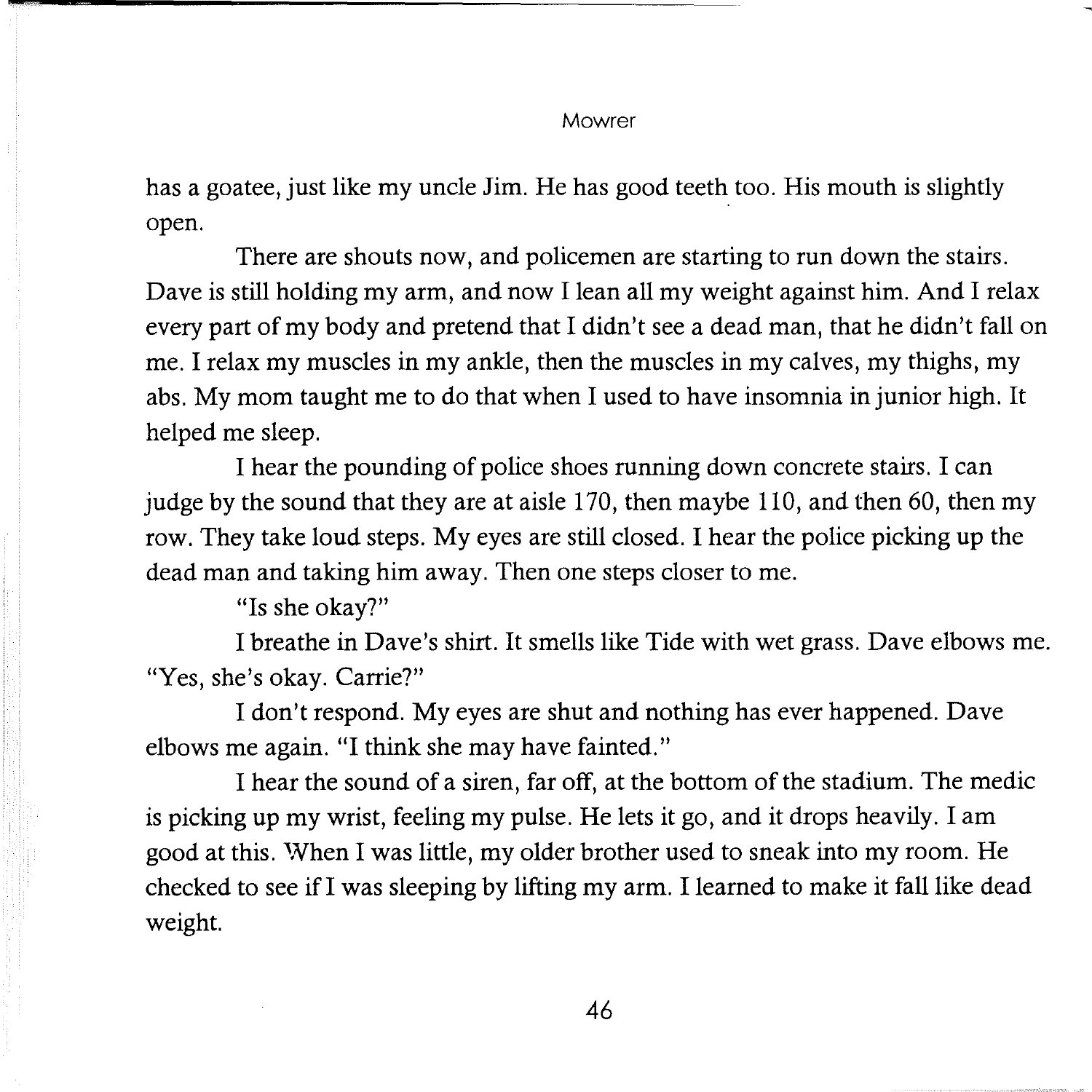has a goatee, just like my uncle Jim. He has good teeth too. His mouth is slightly open.

There are shouts now, and policemen are starting to run down the stairs. Dave is still holding my arm, and now I lean all my weight against him. And I relax every part of my body and pretend that I didn't see a dead man, that he didn't fall on me. I relax my muscles in my ankle, then the muscles in my calves, my thighs, my abs. My mom taught me to do that when I used to have insomnia in junior high. It helped me sleep.

I hear the pounding of police shoes running down concrete stairs. I can judge by the sound that they are at aisle 170, then maybe 110, and then 60, then my row. They take loud steps. My eyes are still closed. I hear the police picking up the dead man and taking him away. Then one steps closer to me.

"Is she okay?"

I breathe in Dave's shirt. It smells like Tide with wet grass. Dave elbows me. "Yes, she's okay. Carrie?"

I don't respond. My eyes are shut and nothing has ever happened. Dave elbows me again. "I think she may have fainted."

I hear the sound of a siren, far off, at the bottom of the stadium. The medic is picking up my wrist, feeling my pulse. He lets it go, and it drops heavily. I am good at this. When I was little, my older brother used to sneak into my room. He checked to see if I was sleeping by lifting my arm. I learned to make it fall like dead weight.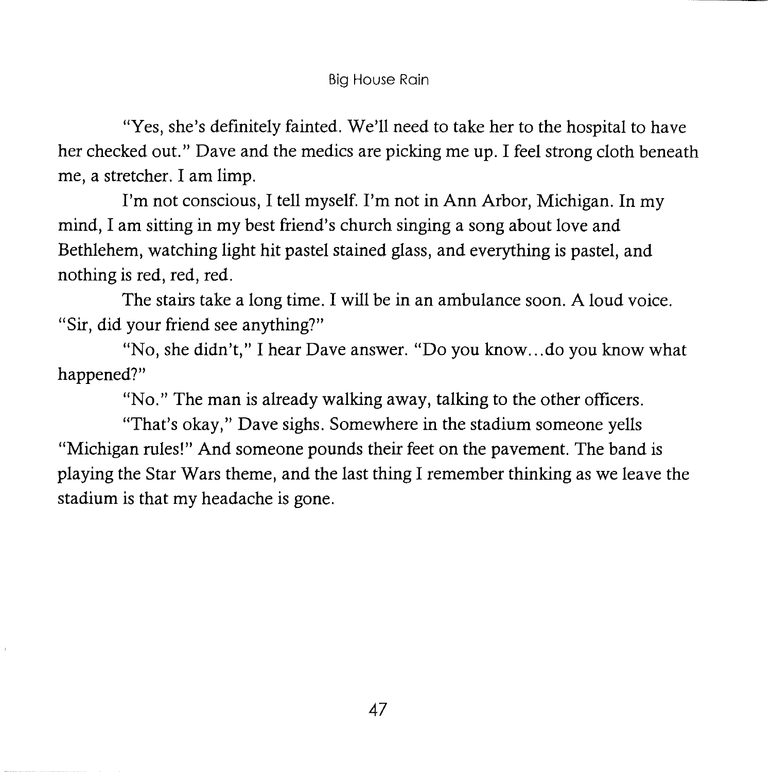"Yes, she's definitely fainted. We'll need to take her to the hospital to have her checked out." Dave and the medics are picking me up. I feel strong cloth beneath me, a stretcher. I am limp.

I'm not conscious, I tell myself. I'm not in Ann Arbor, Michigan. In my mind, I am sitting in my best friend's church singing a song about love and Bethlehem, watching light hit pastel stained glass, and everything is pastel, and nothing is red, red, red.

The stairs take a long time. I will be in an ambulance soon. A loud voice. "Sir, did your friend see anything?"

"No, she didn't," I hear Dave answer. "Do you know...do you know what happened?"

"No." The man is already walking away, talking to the other officers.

"That's okay," Dave sighs. Somewhere in the stadium someone yells "Michigan rules!" And someone pounds their feet on the pavement. The band is playing the Star Wars theme, and the last thing I remember thinking as we leave the stadium is that my headache is gone.